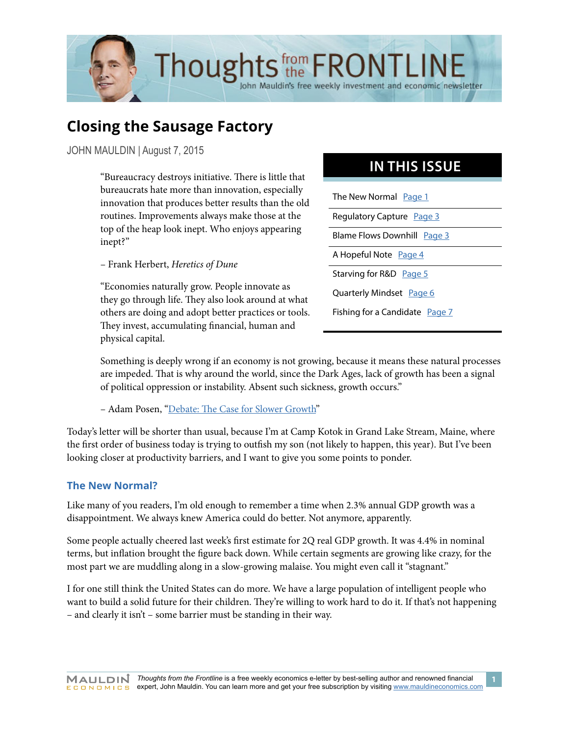# Closing the Sausage Factory

JOHN MAULDIN | August 7, 2015

> "Bureaucracy destroys initiative. There is little that bureaucrats hate more than innovation, especially innovation that produces better results than the old routines. Improvements always make those at the top of the heap look inept. Who enjoys appearing inept?"
>
> – Frank Herbert, *Heretics of Dune*

> "Economies naturally grow. People innovate as they go through life. They also look around at what others are doing and adopt better practices or tools. They invest, accumulating financial, human and physical capital.
>
> Something is deeply wrong if an economy is not growing, because it means these natural processes are impeded. That is why around the world, since the Dark Ages, lack of growth has been a signal of political oppression or instability. Absent such sickness, growth occurs."
>
> – Adam Posen, "Debate: The Case for Slower Growth"

## IN THIS ISSUE

- The New Normal Page 1
- Regulatory Capture Page 3
- Blame Flows Downhill Page 3
- A Hopeful Note Page 4
- Starving for R&D Page 5
- Quarterly Mindset Page 6
- Fishing for a Candidate Page 7

Today's letter will be shorter than usual, because I'm at Camp Kotok in Grand Lake Stream, Maine, where the first order of business today is trying to outfish my son (not likely to happen, this year). But I've been looking closer at productivity barriers, and I want to give you some points to ponder.

### The New Normal?

Like many of you readers, I'm old enough to remember a time when 2.3% annual GDP growth was a disappointment. We always knew America could do better. Not anymore, apparently.

Some people actually cheered last week's first estimate for 2Q real GDP growth. It was 4.4% in nominal terms, but inflation brought the figure back down. While certain segments are growing like crazy, for the most part we are muddling along in a slow-growing malaise. You might even call it "stagnant."

I for one still think the United States can do more. We have a large population of intelligent people who want to build a solid future for their children. They're willing to work hard to do it. If that's not happening – and clearly it isn't – some barrier must be standing in their way.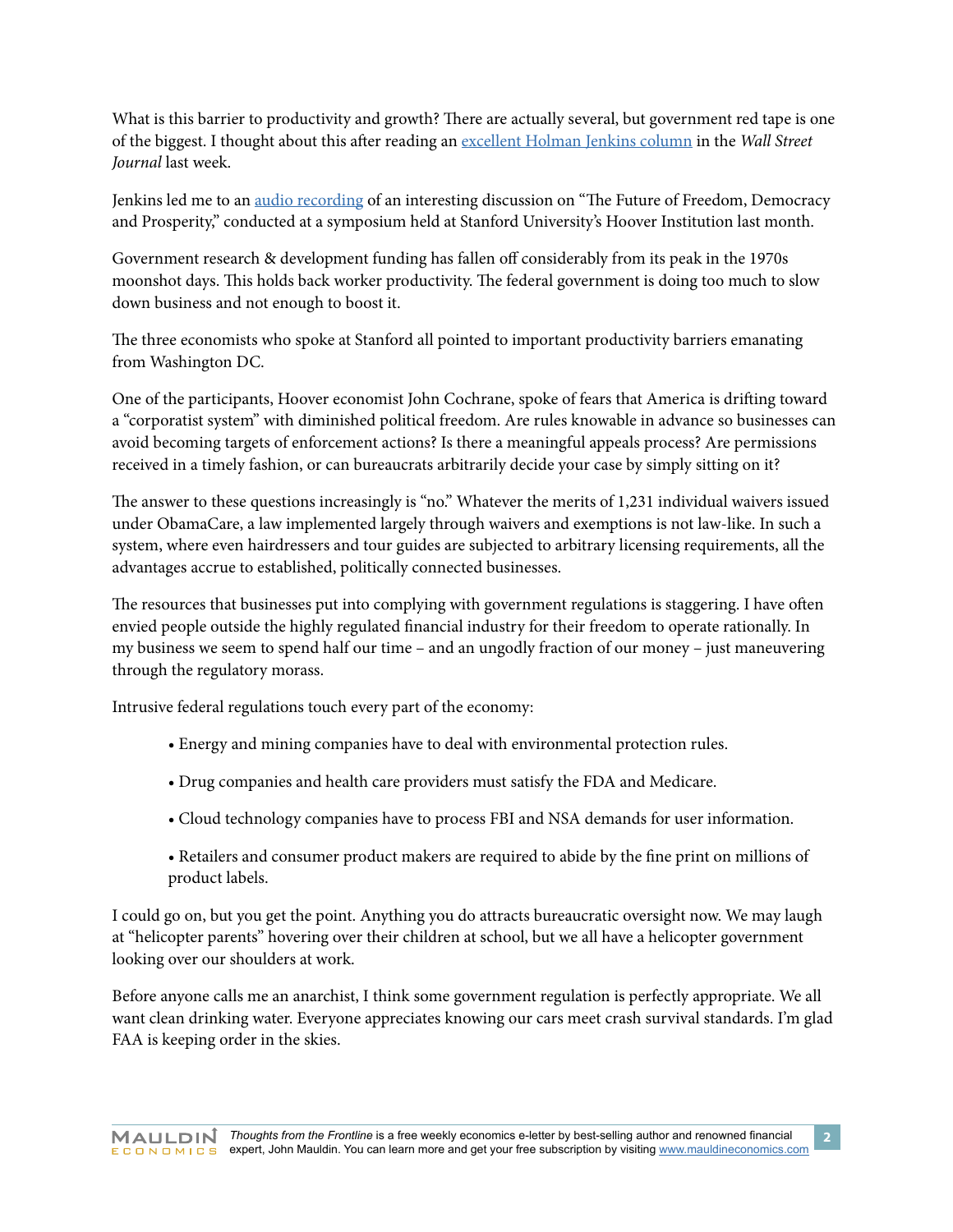What is this barrier to productivity and growth? There are actually several, but government red tape is one of the biggest. I thought about this after reading an excellent Holman Jenkins column in the *Wall Street Journal* last week.

Jenkins led me to an audio recording of an interesting discussion on "The Future of Freedom, Democracy and Prosperity," conducted at a symposium held at Stanford University's Hoover Institution last month.

Government research & development funding has fallen off considerably from its peak in the 1970s moonshot days. This holds back worker productivity. The federal government is doing too much to slow down business and not enough to boost it.

The three economists who spoke at Stanford all pointed to important productivity barriers emanating from Washington DC.

One of the participants, Hoover economist John Cochrane, spoke of fears that America is drifting toward a "corporatist system" with diminished political freedom. Are rules knowable in advance so businesses can avoid becoming targets of enforcement actions? Is there a meaningful appeals process? Are permissions received in a timely fashion, or can bureaucrats arbitrarily decide your case by simply sitting on it?

The answer to these questions increasingly is "no." Whatever the merits of 1,231 individual waivers issued under ObamaCare, a law implemented largely through waivers and exemptions is not law-like. In such a system, where even hairdressers and tour guides are subjected to arbitrary licensing requirements, all the advantages accrue to established, politically connected businesses.

The resources that businesses put into complying with government regulations is staggering. I have often envied people outside the highly regulated financial industry for their freedom to operate rationally. In my business we seem to spend half our time – and an ungodly fraction of our money – just maneuvering through the regulatory morass.

Intrusive federal regulations touch every part of the economy:

- Energy and mining companies have to deal with environmental protection rules.
- Drug companies and health care providers must satisfy the FDA and Medicare.
- Cloud technology companies have to process FBI and NSA demands for user information.
- Retailers and consumer product makers are required to abide by the fine print on millions of product labels.

I could go on, but you get the point. Anything you do attracts bureaucratic oversight now. We may laugh at "helicopter parents" hovering over their children at school, but we all have a helicopter government looking over our shoulders at work.

Before anyone calls me an anarchist, I think some government regulation is perfectly appropriate. We all want clean drinking water. Everyone appreciates knowing our cars meet crash survival standards. I'm glad FAA is keeping order in the skies.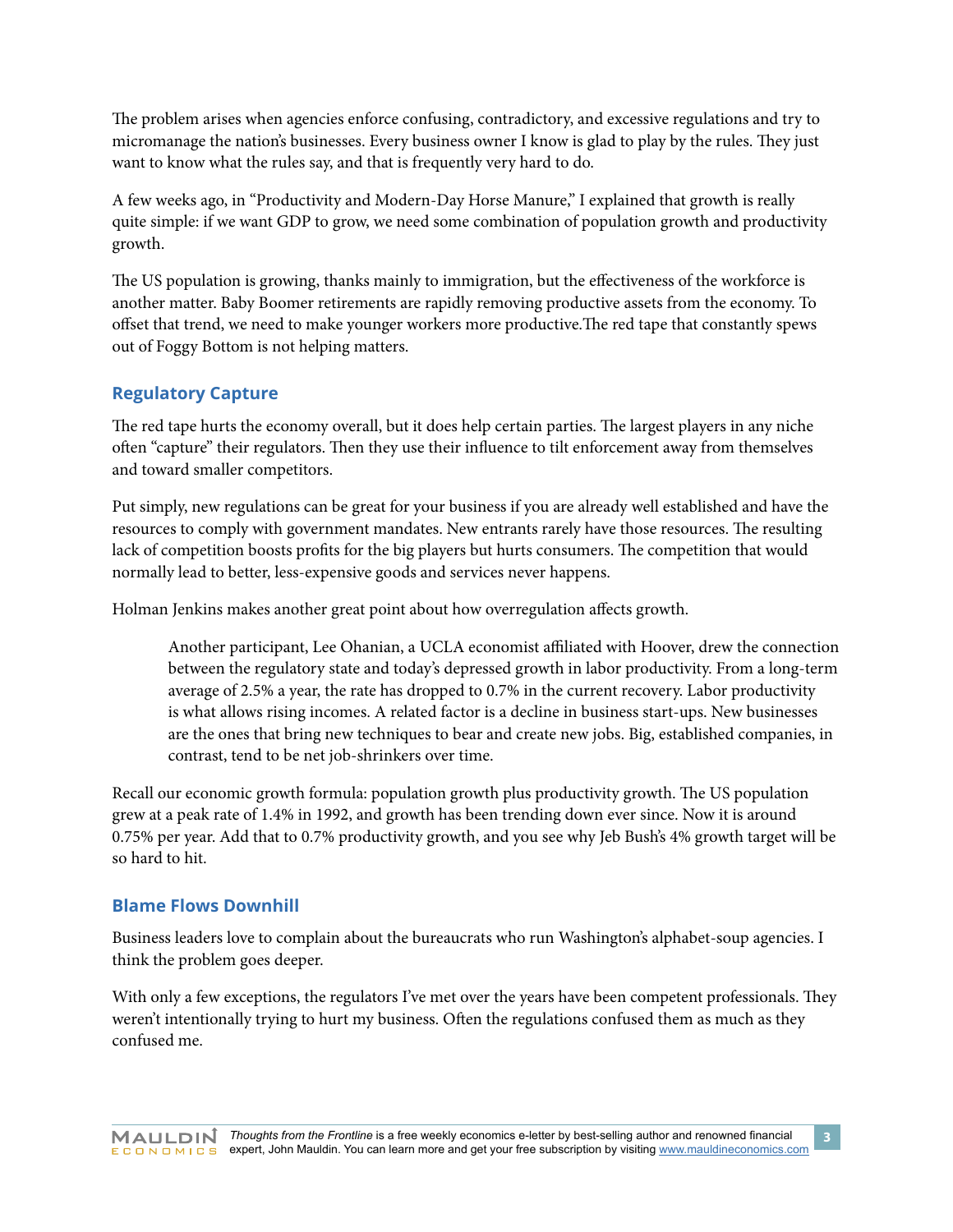The problem arises when agencies enforce confusing, contradictory, and excessive regulations and try to micromanage the nation's businesses. Every business owner I know is glad to play by the rules. They just want to know what the rules say, and that is frequently very hard to do.

A few weeks ago, in "Productivity and Modern-Day Horse Manure," I explained that growth is really quite simple: if we want GDP to grow, we need some combination of population growth and productivity growth.

The US population is growing, thanks mainly to immigration, but the effectiveness of the workforce is another matter. Baby Boomer retirements are rapidly removing productive assets from the economy. To offset that trend, we need to make younger workers more productive.The red tape that constantly spews out of Foggy Bottom is not helping matters.

## Regulatory Capture

The red tape hurts the economy overall, but it does help certain parties. The largest players in any niche often "capture" their regulators. Then they use their influence to tilt enforcement away from themselves and toward smaller competitors.

Put simply, new regulations can be great for your business if you are already well established and have the resources to comply with government mandates. New entrants rarely have those resources. The resulting lack of competition boosts profits for the big players but hurts consumers. The competition that would normally lead to better, less-expensive goods and services never happens.

Holman Jenkins makes another great point about how overregulation affects growth.

> Another participant, Lee Ohanian, a UCLA economist affiliated with Hoover, drew the connection between the regulatory state and today's depressed growth in labor productivity. From a long-term average of 2.5% a year, the rate has dropped to 0.7% in the current recovery. Labor productivity is what allows rising incomes. A related factor is a decline in business start-ups. New businesses are the ones that bring new techniques to bear and create new jobs. Big, established companies, in contrast, tend to be net job-shrinkers over time.

Recall our economic growth formula: population growth plus productivity growth. The US population grew at a peak rate of 1.4% in 1992, and growth has been trending down ever since. Now it is around 0.75% per year. Add that to 0.7% productivity growth, and you see why Jeb Bush's 4% growth target will be so hard to hit.

## Blame Flows Downhill

Business leaders love to complain about the bureaucrats who run Washington's alphabet-soup agencies. I think the problem goes deeper.

With only a few exceptions, the regulators I've met over the years have been competent professionals. They weren't intentionally trying to hurt my business. Often the regulations confused them as much as they confused me.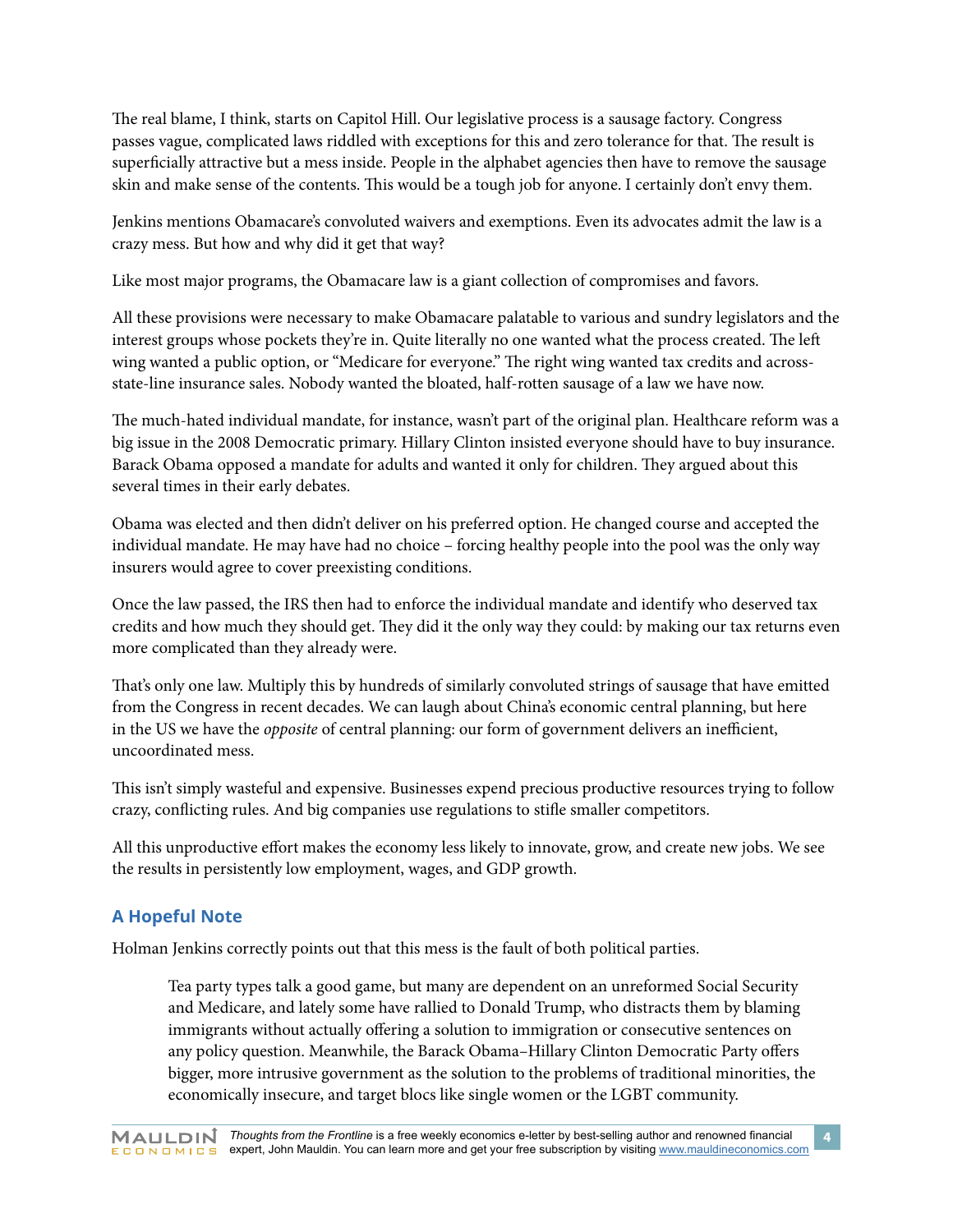The real blame, I think, starts on Capitol Hill. Our legislative process is a sausage factory. Congress passes vague, complicated laws riddled with exceptions for this and zero tolerance for that. The result is superficially attractive but a mess inside. People in the alphabet agencies then have to remove the sausage skin and make sense of the contents. This would be a tough job for anyone. I certainly don't envy them.

Jenkins mentions Obamacare's convoluted waivers and exemptions. Even its advocates admit the law is a crazy mess. But how and why did it get that way?

Like most major programs, the Obamacare law is a giant collection of compromises and favors.

All these provisions were necessary to make Obamacare palatable to various and sundry legislators and the interest groups whose pockets they're in. Quite literally no one wanted what the process created. The left wing wanted a public option, or "Medicare for everyone." The right wing wanted tax credits and across-state-line insurance sales. Nobody wanted the bloated, half-rotten sausage of a law we have now.

The much-hated individual mandate, for instance, wasn't part of the original plan. Healthcare reform was a big issue in the 2008 Democratic primary. Hillary Clinton insisted everyone should have to buy insurance. Barack Obama opposed a mandate for adults and wanted it only for children. They argued about this several times in their early debates.

Obama was elected and then didn't deliver on his preferred option. He changed course and accepted the individual mandate. He may have had no choice – forcing healthy people into the pool was the only way insurers would agree to cover preexisting conditions.

Once the law passed, the IRS then had to enforce the individual mandate and identify who deserved tax credits and how much they should get. They did it the only way they could: by making our tax returns even more complicated than they already were.

That's only one law. Multiply this by hundreds of similarly convoluted strings of sausage that have emitted from the Congress in recent decades. We can laugh about China's economic central planning, but here in the US we have the *opposite* of central planning: our form of government delivers an inefficient, uncoordinated mess.

This isn't simply wasteful and expensive. Businesses expend precious productive resources trying to follow crazy, conflicting rules. And big companies use regulations to stifle smaller competitors.

All this unproductive effort makes the economy less likely to innovate, grow, and create new jobs. We see the results in persistently low employment, wages, and GDP growth.

## A Hopeful Note

Holman Jenkins correctly points out that this mess is the fault of both political parties.

> Tea party types talk a good game, but many are dependent on an unreformed Social Security and Medicare, and lately some have rallied to Donald Trump, who distracts them by blaming immigrants without actually offering a solution to immigration or consecutive sentences on any policy question. Meanwhile, the Barack Obama–Hillary Clinton Democratic Party offers bigger, more intrusive government as the solution to the problems of traditional minorities, the economically insecure, and target blocs like single women or the LGBT community.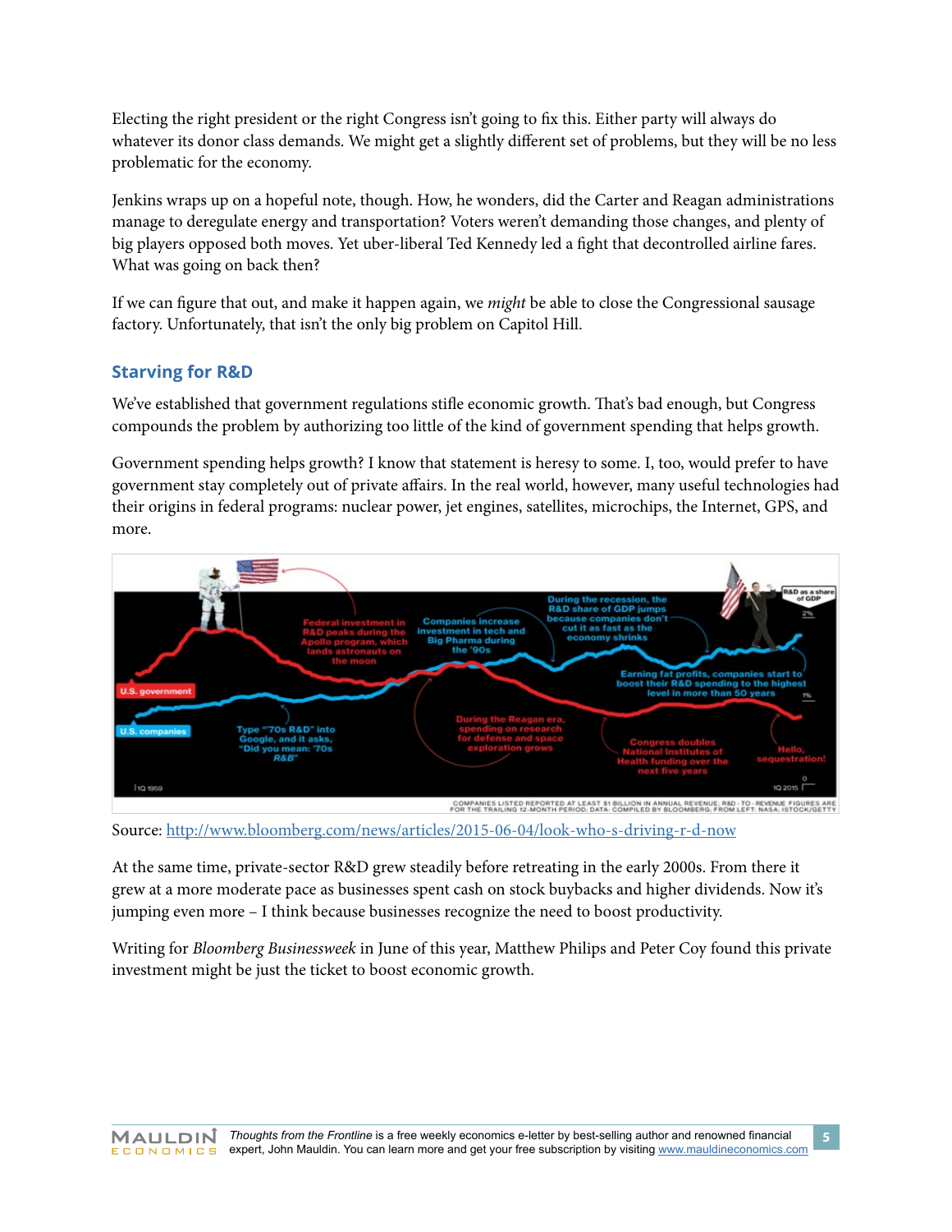Electing the right president or the right Congress isn't going to fix this. Either party will always do whatever its donor class demands. We might get a slightly different set of problems, but they will be no less problematic for the economy.

Jenkins wraps up on a hopeful note, though. How, he wonders, did the Carter and Reagan administrations manage to deregulate energy and transportation? Voters weren't demanding those changes, and plenty of big players opposed both moves. Yet uber-liberal Ted Kennedy led a fight that decontrolled airline fares. What was going on back then?

If we can figure that out, and make it happen again, we *might* be able to close the Congressional sausage factory. Unfortunately, that isn't the only big problem on Capitol Hill.

## Starving for R&D

We've established that government regulations stifle economic growth. That's bad enough, but Congress compounds the problem by authorizing too little of the kind of government spending that helps growth.

Government spending helps growth? I know that statement is heresy to some. I, too, would prefer to have government stay completely out of private affairs. In the real world, however, many useful technologies had their origins in federal programs: nuclear power, jet engines, satellites, microchips, the Internet, GPS, and more.

Source: [http://www.bloomberg.com/news/articles/2015-06-04/look-whos-driving-r-d-now](http://www.bloomberg.com/news/articles/2015-06-04/look-whos-driving-r-d-now)

At the same time, private-sector R&D grew steadily before retreating in the early 2000s. From there it grew at a more moderate pace as businesses spent cash on stock buybacks and higher dividends. Now it's jumping even more – I think because businesses recognize the need to boost productivity.

Writing for *Bloomberg Businessweek* in June of this year, Matthew Philips and Peter Coy found this private investment might be just the ticket to boost economic growth.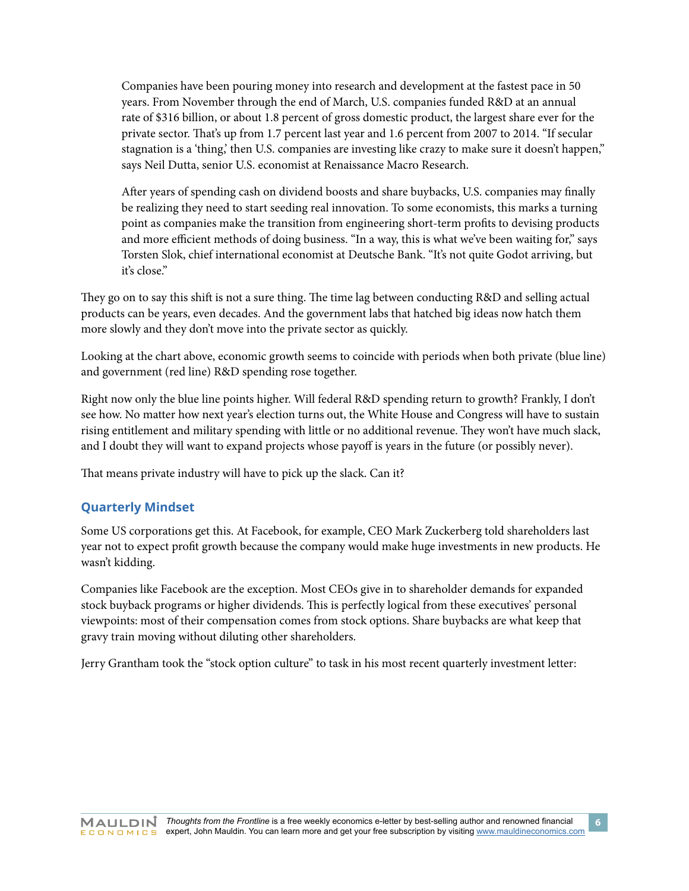> Companies have been pouring money into research and development at the fastest pace in 50 years. From November through the end of March, U.S. companies funded R&D at an annual rate of $316 billion, or about 1.8 percent of gross domestic product, the largest share ever for the private sector. That's up from 1.7 percent last year and 1.6 percent from 2007 to 2014. "If secular stagnation is a 'thing,' then U.S. companies are investing like crazy to make sure it doesn't happen," says Neil Dutta, senior U.S. economist at Renaissance Macro Research.
>
> After years of spending cash on dividend boosts and share buybacks, U.S. companies may finally be realizing they need to start seeding real innovation. To some economists, this marks a turning point as companies make the transition from engineering short-term profits to devising products and more efficient methods of doing business. "In a way, this is what we've been waiting for," says Torsten Slok, chief international economist at Deutsche Bank. "It's not quite Godot arriving, but it's close."

They go on to say this shift is not a sure thing. The time lag between conducting R&D and selling actual products can be years, even decades. And the government labs that hatched big ideas now hatch them more slowly and they don't move into the private sector as quickly.

Looking at the chart above, economic growth seems to coincide with periods when both private (blue line) and government (red line) R&D spending rose together.

Right now only the blue line points higher. Will federal R&D spending return to growth? Frankly, I don't see how. No matter how next year's election turns out, the White House and Congress will have to sustain rising entitlement and military spending with little or no additional revenue. They won't have much slack, and I doubt they will want to expand projects whose payoff is years in the future (or possibly never).

That means private industry will have to pick up the slack. Can it?

## Quarterly Mindset

Some US corporations get this. At Facebook, for example, CEO Mark Zuckerberg told shareholders last year not to expect profit growth because the company would make huge investments in new products. He wasn't kidding.

Companies like Facebook are the exception. Most CEOs give in to shareholder demands for expanded stock buyback programs or higher dividends. This is perfectly logical from these executives' personal viewpoints: most of their compensation comes from stock options. Share buybacks are what keep that gravy train moving without diluting other shareholders.

Jerry Grantham took the "stock option culture" to task in his most recent quarterly investment letter: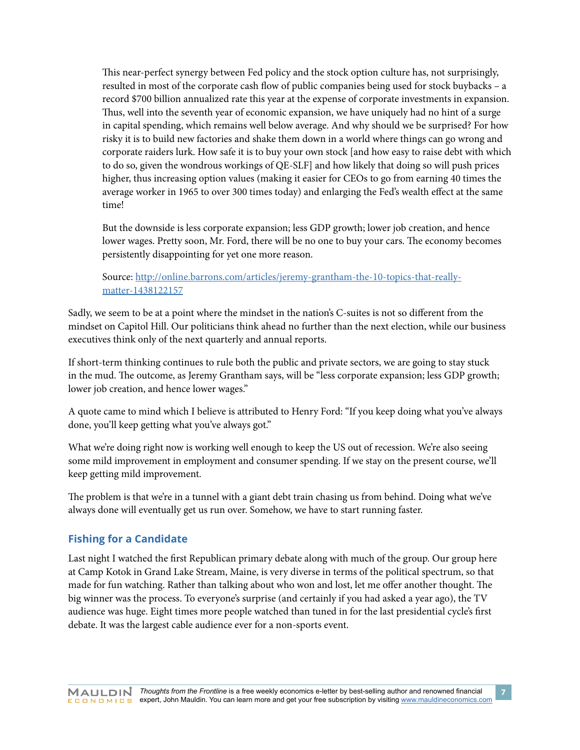> This near-perfect synergy between Fed policy and the stock option culture has, not surprisingly, resulted in most of the corporate cash flow of public companies being used for stock buybacks – a record $700 billion annualized rate this year at the expense of corporate investments in expansion. Thus, well into the seventh year of economic expansion, we have uniquely had no hint of a surge in capital spending, which remains well below average. And why should we be surprised? For how risky it is to build new factories and shake them down in a world where things can go wrong and corporate raiders lurk. How safe it is to buy your own stock [and how easy to raise debt with which to do so, given the wondrous workings of QE-SLF] and how likely that doing so will push prices higher, thus increasing option values (making it easier for CEOs to go from earning 40 times the average worker in 1965 to over 300 times today) and enlarging the Fed's wealth effect at the same time!
>
> But the downside is less corporate expansion; less GDP growth; lower job creation, and hence lower wages. Pretty soon, Mr. Ford, there will be no one to buy your cars. The economy becomes persistently disappointing for yet one more reason.
>
> Source: [http://online.barrons.com/articles/jeremy-grantham-the-10-topics-that-really-matter-1438122157](http://online.barrons.com/articles/jeremy-grantham-the-10-topics-that-really-matter-1438122157)

Sadly, we seem to be at a point where the mindset in the nation's C-suites is not so different from the mindset on Capitol Hill. Our politicians think ahead no further than the next election, while our business executives think only of the next quarterly and annual reports.

If short-term thinking continues to rule both the public and private sectors, we are going to stay stuck in the mud. The outcome, as Jeremy Grantham says, will be "less corporate expansion; less GDP growth; lower job creation, and hence lower wages."

A quote came to mind which I believe is attributed to Henry Ford: "If you keep doing what you've always done, you'll keep getting what you've always got."

What we're doing right now is working well enough to keep the US out of recession. We're also seeing some mild improvement in employment and consumer spending. If we stay on the present course, we'll keep getting mild improvement.

The problem is that we're in a tunnel with a giant debt train chasing us from behind. Doing what we've always done will eventually get us run over. Somehow, we have to start running faster.

## Fishing for a Candidate

Last night I watched the first Republican primary debate along with much of the group. Our group here at Camp Kotok in Grand Lake Stream, Maine, is very diverse in terms of the political spectrum, so that made for fun watching. Rather than talking about who won and lost, let me offer another thought. The big winner was the process. To everyone's surprise (and certainly if you had asked a year ago), the TV audience was huge. Eight times more people watched than tuned in for the last presidential cycle's first debate. It was the largest cable audience ever for a non-sports event.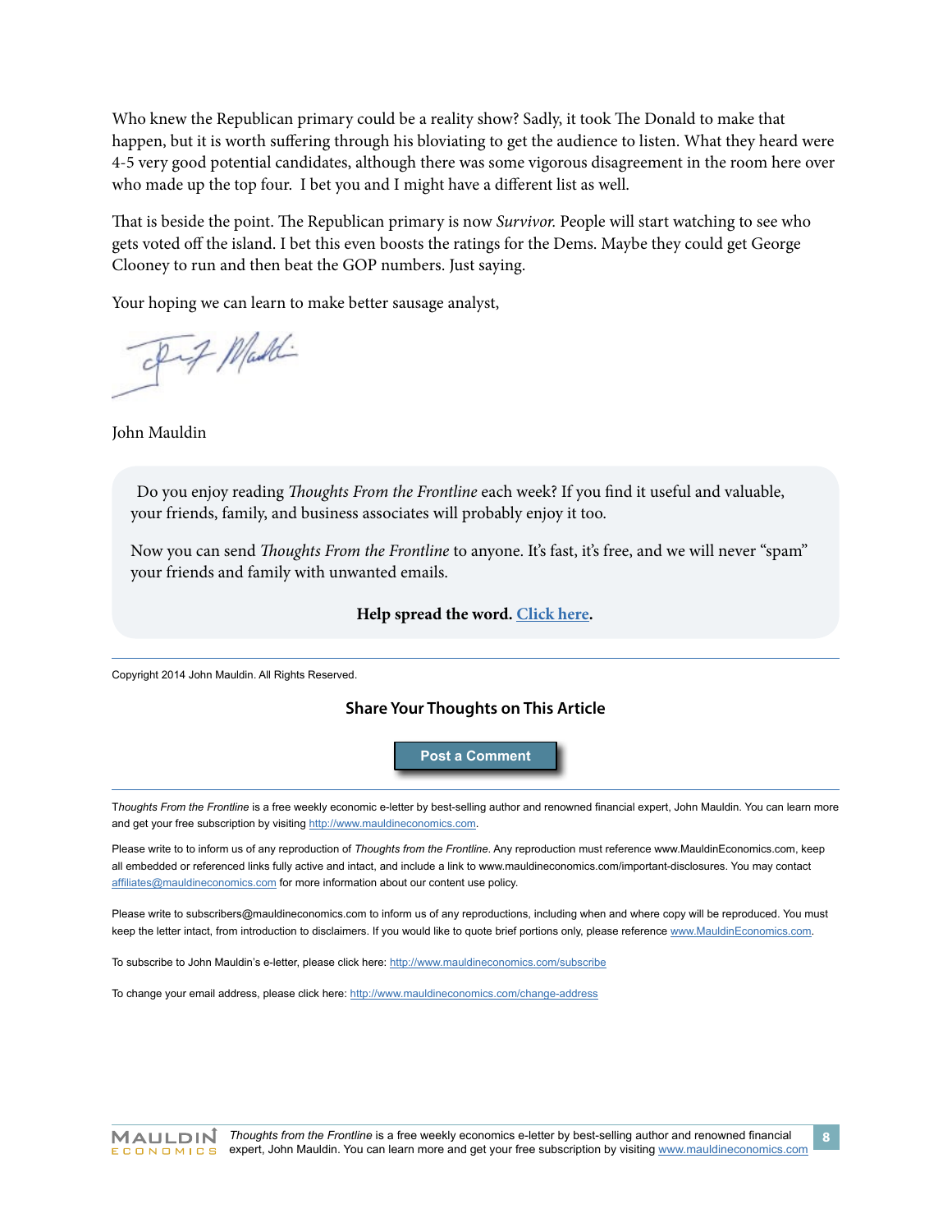Who knew the Republican primary could be a reality show? Sadly, it took The Donald to make that happen, but it is worth suffering through his bloviating to get the audience to listen. What they heard were 4-5 very good potential candidates, although there was some vigorous disagreement in the room here over who made up the top four. I bet you and I might have a different list as well.

That is beside the point. The Republican primary is now *Survivor*. People will start watching to see who gets voted off the island. I bet this even boosts the ratings for the Dems. Maybe they could get George Clooney to run and then beat the GOP numbers. Just saying.

Your hoping we can learn to make better sausage analyst,

John Mauldin

Do you enjoy reading *Thoughts From the Frontline* each week? If you find it useful and valuable, your friends, family, and business associates will probably enjoy it too.

Now you can send *Thoughts From the Frontline* to anyone. It's fast, it's free, and we will never "spam" your friends and family with unwanted emails.

**Help spread the word. Click here.**

Copyright 2014 John Mauldin. All Rights Reserved.

**Share Your Thoughts on This Article**

**Post a Comment**

*Thoughts From the Frontline* is a free weekly economic e-letter by best-selling author and renowned financial expert, John Mauldin. You can learn more and get your free subscription by visiting http://www.mauldineconomics.com.

Please write to to inform us of any reproduction of *Thoughts from the Frontline*. Any reproduction must reference www.MauldinEconomics.com, keep all embedded or referenced links fully active and intact, and include a link to www.mauldineconomics.com/important-disclosures. You may contact affiliates@mauldineconomics.com for more information about our content use policy.

Please write to subscribers@mauldineconomics.com to inform us of any reproductions, including when and where copy will be reproduced. You must keep the letter intact, from introduction to disclaimers. If you would like to quote brief portions only, please reference www.MauldinEconomics.com.

To subscribe to John Mauldin's e-letter, please click here: http://www.mauldineconomics.com/subscribe

To change your email address, please click here: http://www.mauldineconomics.com/change-address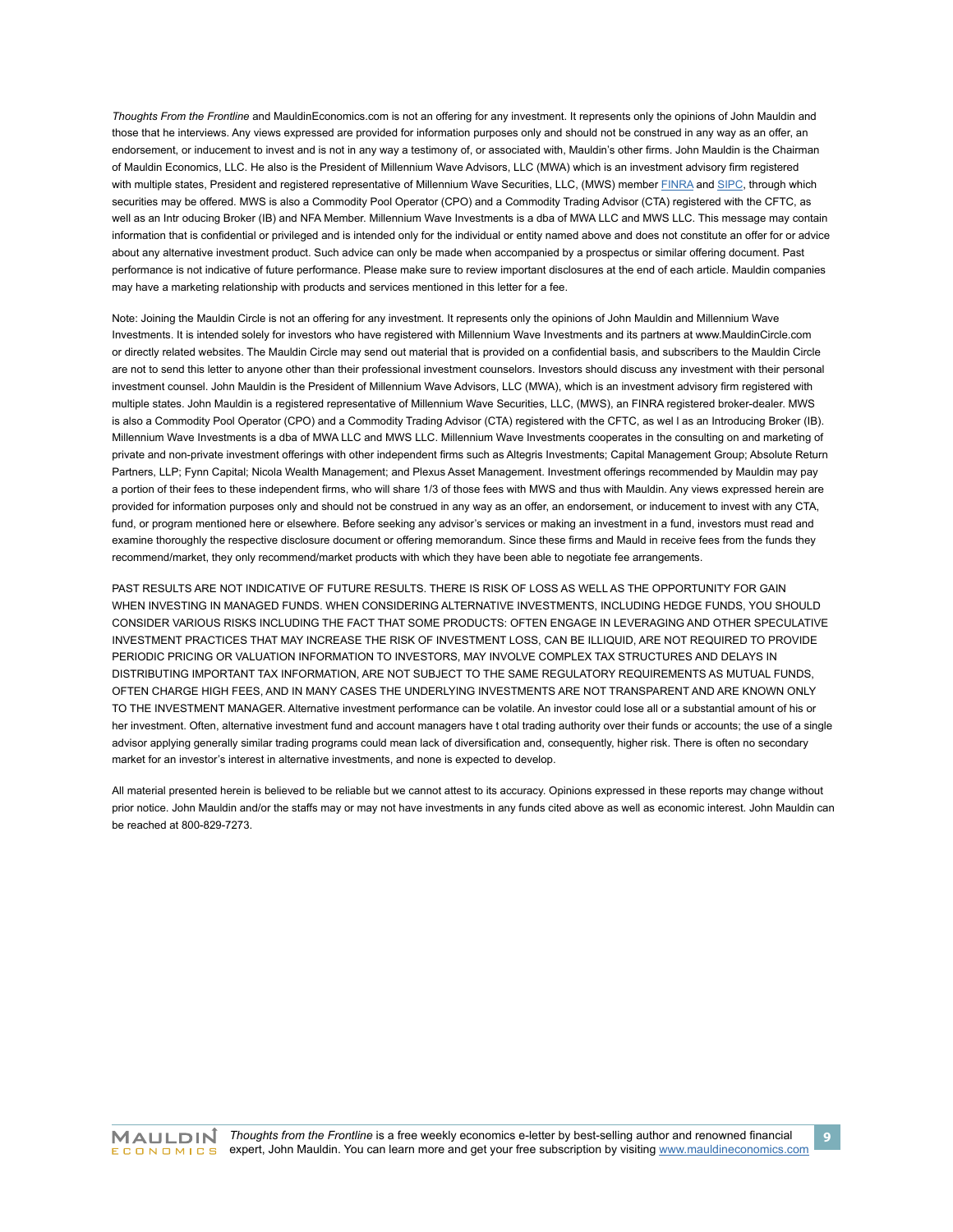*Thoughts From the Frontline* and MauldinEconomics.com is not an offering for any investment. It represents only the opinions of John Mauldin and those that he interviews. Any views expressed are provided for information purposes only and should not be construed in any way as an offer, an endorsement, or inducement to invest and is not in any way a testimony of, or associated with, Mauldin's other firms. John Mauldin is the Chairman of Mauldin Economics, LLC. He also is the President of Millennium Wave Advisors, LLC (MWA) which is an investment advisory firm registered with multiple states, President and registered representative of Millennium Wave Securities, LLC, (MWS) member FINRA and SIPC, through which securities may be offered. MWS is also a Commodity Pool Operator (CPO) and a Commodity Trading Advisor (CTA) registered with the CFTC, as well as an Intr oducing Broker (IB) and NFA Member. Millennium Wave Investments is a dba of MWA LLC and MWS LLC. This message may contain information that is confidential or privileged and is intended only for the individual or entity named above and does not constitute an offer for or advice about any alternative investment product. Such advice can only be made when accompanied by a prospectus or similar offering document. Past performance is not indicative of future performance. Please make sure to review important disclosures at the end of each article. Mauldin companies may have a marketing relationship with products and services mentioned in this letter for a fee.

Note: Joining the Mauldin Circle is not an offering for any investment. It represents only the opinions of John Mauldin and Millennium Wave Investments. It is intended solely for investors who have registered with Millennium Wave Investments and its partners at www.MauldinCircle.com or directly related websites. The Mauldin Circle may send out material that is provided on a confidential basis, and subscribers to the Mauldin Circle are not to send this letter to anyone other than their professional investment counselors. Investors should discuss any investment with their personal investment counsel. John Mauldin is the President of Millennium Wave Advisors, LLC (MWA), which is an investment advisory firm registered with multiple states. John Mauldin is a registered representative of Millennium Wave Securities, LLC, (MWS), an FINRA registered broker-dealer. MWS is also a Commodity Pool Operator (CPO) and a Commodity Trading Advisor (CTA) registered with the CFTC, as wel l as an Introducing Broker (IB). Millennium Wave Investments is a dba of MWA LLC and MWS LLC. Millennium Wave Investments cooperates in the consulting on and marketing of private and non-private investment offerings with other independent firms such as Altegris Investments; Capital Management Group; Absolute Return Partners, LLP; Fynn Capital; Nicola Wealth Management; and Plexus Asset Management. Investment offerings recommended by Mauldin may pay a portion of their fees to these independent firms, who will share 1/3 of those fees with MWS and thus with Mauldin. Any views expressed herein are provided for information purposes only and should not be construed in any way as an offer, an endorsement, or inducement to invest with any CTA, fund, or program mentioned here or elsewhere. Before seeking any advisor's services or making an investment in a fund, investors must read and examine thoroughly the respective disclosure document or offering memorandum. Since these firms and Mauld in receive fees from the funds they recommend/market, they only recommend/market products with which they have been able to negotiate fee arrangements.

PAST RESULTS ARE NOT INDICATIVE OF FUTURE RESULTS. THERE IS RISK OF LOSS AS WELL AS THE OPPORTUNITY FOR GAIN WHEN INVESTING IN MANAGED FUNDS. WHEN CONSIDERING ALTERNATIVE INVESTMENTS, INCLUDING HEDGE FUNDS, YOU SHOULD CONSIDER VARIOUS RISKS INCLUDING THE FACT THAT SOME PRODUCTS: OFTEN ENGAGE IN LEVERAGING AND OTHER SPECULATIVE INVESTMENT PRACTICES THAT MAY INCREASE THE RISK OF INVESTMENT LOSS, CAN BE ILLIQUID, ARE NOT REQUIRED TO PROVIDE PERIODIC PRICING OR VALUATION INFORMATION TO INVESTORS, MAY INVOLVE COMPLEX TAX STRUCTURES AND DELAYS IN DISTRIBUTING IMPORTANT TAX INFORMATION, ARE NOT SUBJECT TO THE SAME REGULATORY REQUIREMENTS AS MUTUAL FUNDS, OFTEN CHARGE HIGH FEES, AND IN MANY CASES THE UNDERLYING INVESTMENTS ARE NOT TRANSPARENT AND ARE KNOWN ONLY TO THE INVESTMENT MANAGER. Alternative investment performance can be volatile. An investor could lose all or a substantial amount of his or her investment. Often, alternative investment fund and account managers have t otal trading authority over their funds or accounts; the use of a single advisor applying generally similar trading programs could mean lack of diversification and, consequently, higher risk. There is often no secondary market for an investor's interest in alternative investments, and none is expected to develop.

All material presented herein is believed to be reliable but we cannot attest to its accuracy. Opinions expressed in these reports may change without prior notice. John Mauldin and/or the staffs may or may not have investments in any funds cited above as well as economic interest. John Mauldin can be reached at 800-829-7273.